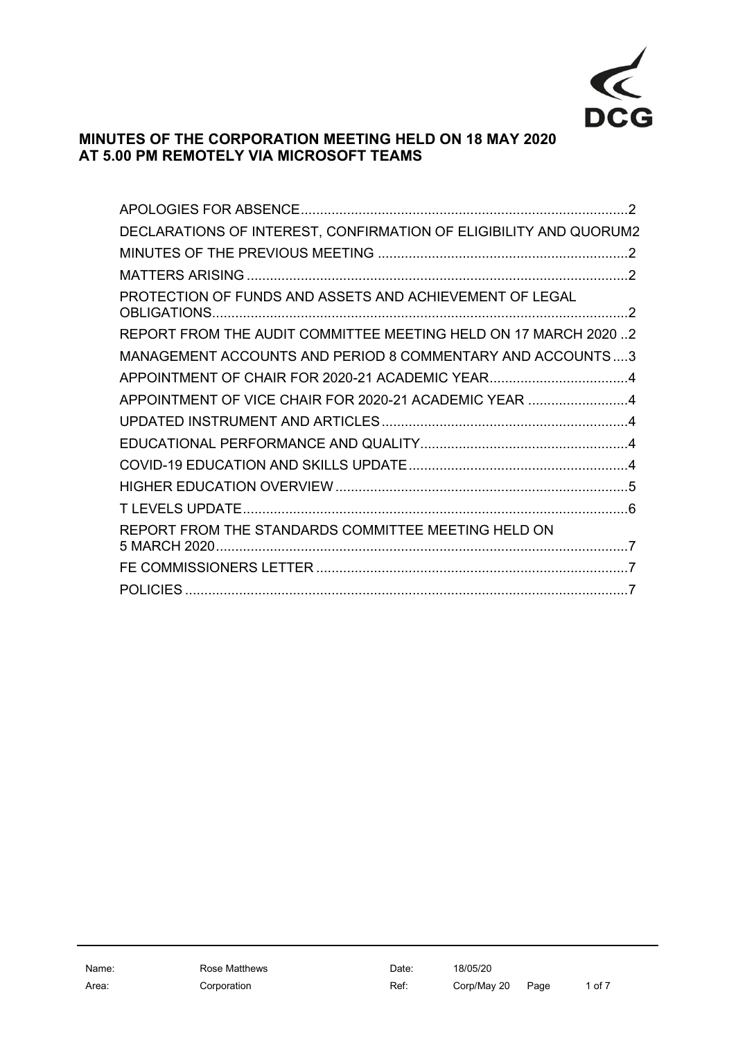DCG

**MINUTES OF THE CORPORATION MEETING HELD ON 18 MAY 2020 AT 5.00 PM REMOTELY VIA MICROSOFT TEAMS**

| | |
|---|---|
| APOLOGIES FOR ABSENCE | 2 |
| DECLARATIONS OF INTEREST, CONFIRMATION OF ELIGIBILITY AND QUORUM | 2 |
| MINUTES OF THE PREVIOUS MEETING | 2 |
| MATTERS ARISING | 2 |
| PROTECTION OF FUNDS AND ASSETS AND ACHIEVEMENT OF LEGAL OBLIGATIONS | 2 |
| REPORT FROM THE AUDIT COMMITTEE MEETING HELD ON 17 MARCH 2020 | 2 |
| MANAGEMENT ACCOUNTS AND PERIOD 8 COMMENTARY AND ACCOUNTS | 3 |
| APPOINTMENT OF CHAIR FOR 2020-21 ACADEMIC YEAR | 4 |
| APPOINTMENT OF VICE CHAIR FOR 2020-21 ACADEMIC YEAR | 4 |
| UPDATED INSTRUMENT AND ARTICLES | 4 |
| EDUCATIONAL PERFORMANCE AND QUALITY | 4 |
| COVID-19 EDUCATION AND SKILLS UPDATE | 4 |
| HIGHER EDUCATION OVERVIEW | 5 |
| T LEVELS UPDATE | 6 |
| REPORT FROM THE STANDARDS COMMITTEE MEETING HELD ON 5 MARCH 2020 | 7 |
| FE COMMISSIONERS LETTER | 7 |
| POLICIES | 7 |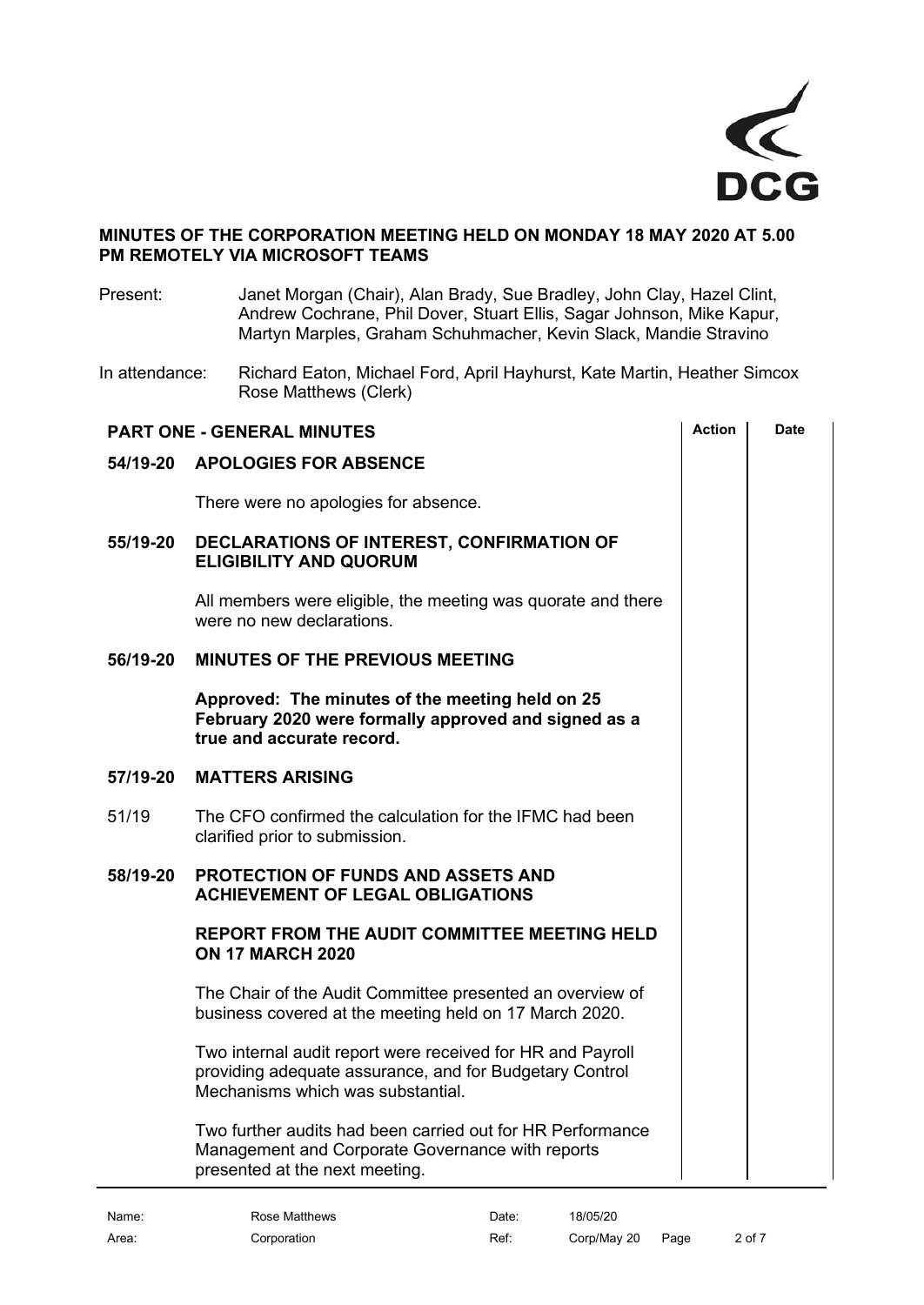**MINUTES OF THE CORPORATION MEETING HELD ON MONDAY 18 MAY 2020 AT 5.00 PM REMOTELY VIA MICROSOFT TEAMS**

Present: Janet Morgan (Chair), Alan Brady, Sue Bradley, John Clay, Hazel Clint, Andrew Cochrane, Phil Dover, Stuart Ellis, Sagar Johnson, Mike Kapur, Martyn Marples, Graham Schuhmacher, Kevin Slack, Mandie Stravino

In attendance: Richard Eaton, Michael Ford, April Hayhurst, Kate Martin, Heather Simcox Rose Matthews (Clerk)

| PART ONE - GENERAL MINUTES | | Action | Date |
|---|---|---|---|
| **54/19-20** | **APOLOGIES FOR ABSENCE** | | |
| | There were no apologies for absence. | | |
| **55/19-20** | **DECLARATIONS OF INTEREST, CONFIRMATION OF ELIGIBILITY AND QUORUM** | | |
| | All members were eligible, the meeting was quorate and there were no new declarations. | | |
| **56/19-20** | **MINUTES OF THE PREVIOUS MEETING** | | |
| | **Approved: The minutes of the meeting held on 25 February 2020 were formally approved and signed as a true and accurate record.** | | |
| **57/19-20** | **MATTERS ARISING** | | |
| 51/19 | The CFO confirmed the calculation for the IFMC had been clarified prior to submission. | | |
| **58/19-20** | **PROTECTION OF FUNDS AND ASSETS AND ACHIEVEMENT OF LEGAL OBLIGATIONS** | | |
| | **REPORT FROM THE AUDIT COMMITTEE MEETING HELD ON 17 MARCH 2020** | | |
| | The Chair of the Audit Committee presented an overview of business covered at the meeting held on 17 March 2020. | | |
| | Two internal audit report were received for HR and Payroll providing adequate assurance, and for Budgetary Control Mechanisms which was substantial. | | |
| | Two further audits had been carried out for HR Performance Management and Corporate Governance with reports presented at the next meeting. | | |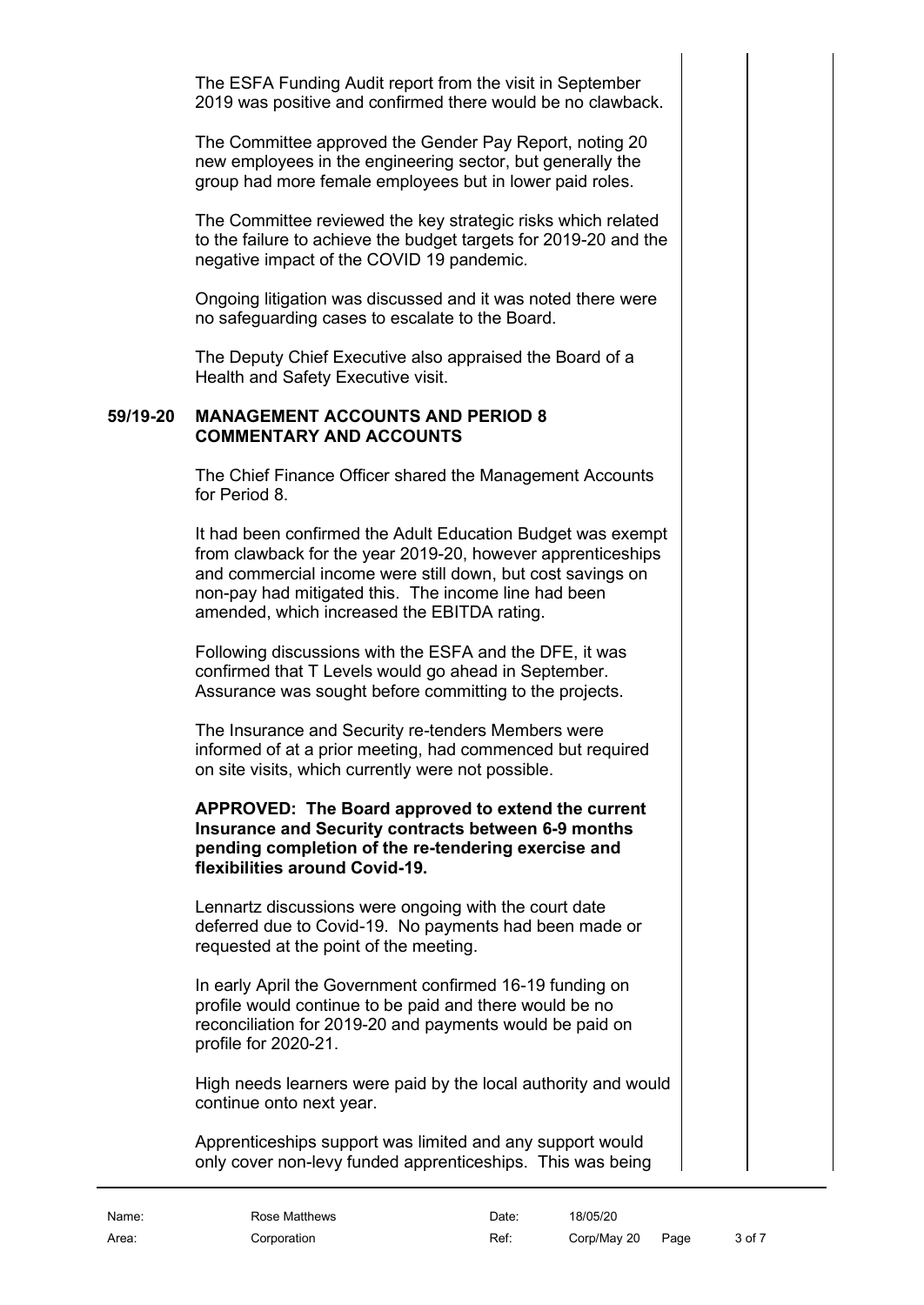The ESFA Funding Audit report from the visit in September 2019 was positive and confirmed there would be no clawback.

The Committee approved the Gender Pay Report, noting 20 new employees in the engineering sector, but generally the group had more female employees but in lower paid roles.

The Committee reviewed the key strategic risks which related to the failure to achieve the budget targets for 2019-20 and the negative impact of the COVID 19 pandemic.

Ongoing litigation was discussed and it was noted there were no safeguarding cases to escalate to the Board.

The Deputy Chief Executive also appraised the Board of a Health and Safety Executive visit.

**59/19-20 MANAGEMENT ACCOUNTS AND PERIOD 8 COMMENTARY AND ACCOUNTS**

The Chief Finance Officer shared the Management Accounts for Period 8.

It had been confirmed the Adult Education Budget was exempt from clawback for the year 2019-20, however apprenticeships and commercial income were still down, but cost savings on non-pay had mitigated this. The income line had been amended, which increased the EBITDA rating.

Following discussions with the ESFA and the DFE, it was confirmed that T Levels would go ahead in September. Assurance was sought before committing to the projects.

The Insurance and Security re-tenders Members were informed of at a prior meeting, had commenced but required on site visits, which currently were not possible.

**APPROVED: The Board approved to extend the current Insurance and Security contracts between 6-9 months pending completion of the re-tendering exercise and flexibilities around Covid-19.**

Lennartz discussions were ongoing with the court date deferred due to Covid-19. No payments had been made or requested at the point of the meeting.

In early April the Government confirmed 16-19 funding on profile would continue to be paid and there would be no reconciliation for 2019-20 and payments would be paid on profile for 2020-21.

High needs learners were paid by the local authority and would continue onto next year.

Apprenticeships support was limited and any support would only cover non-levy funded apprenticeships. This was being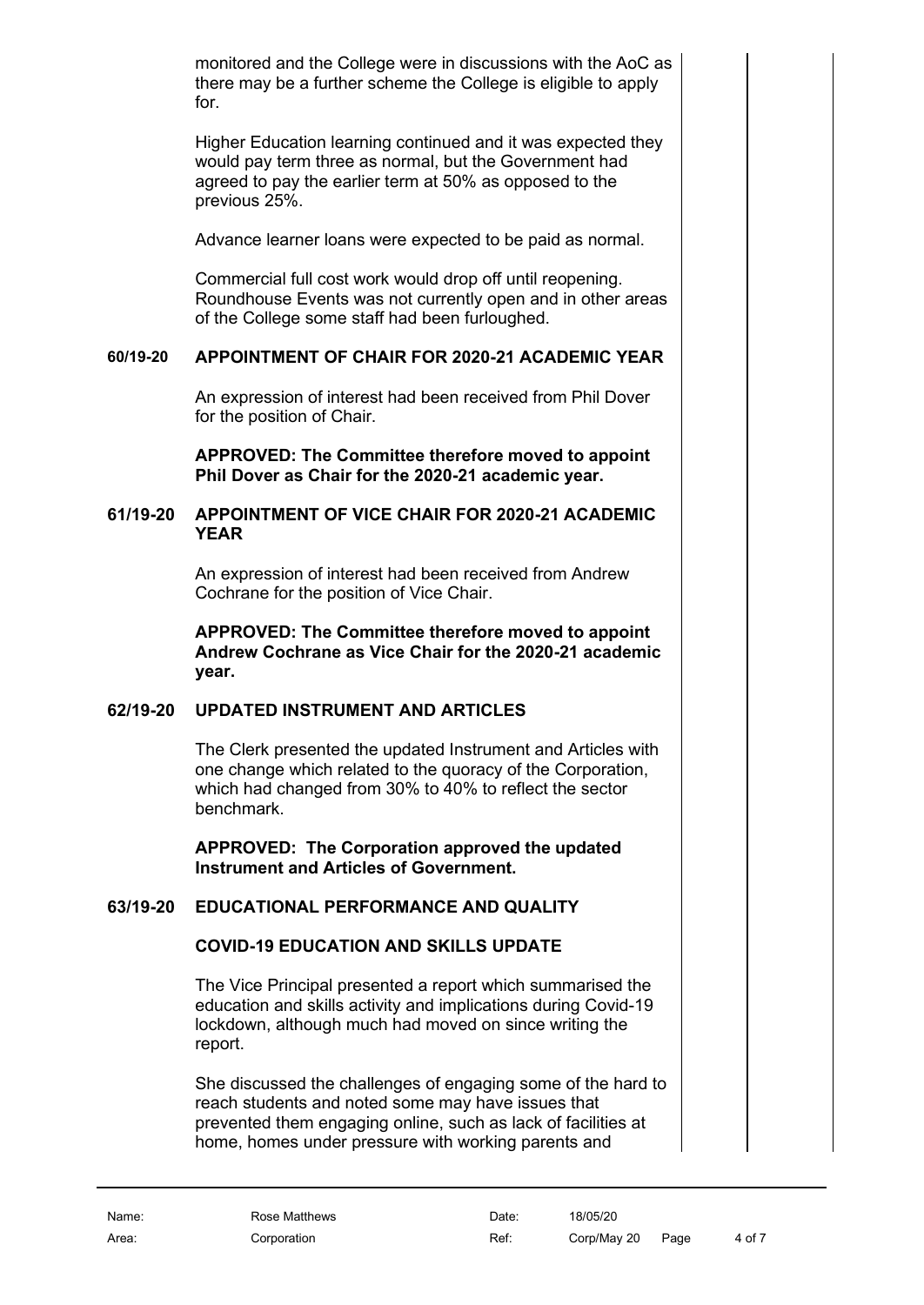monitored and the College were in discussions with the AoC as there may be a further scheme the College is eligible to apply for.

Higher Education learning continued and it was expected they would pay term three as normal, but the Government had agreed to pay the earlier term at 50% as opposed to the previous 25%.

Advance learner loans were expected to be paid as normal.

Commercial full cost work would drop off until reopening. Roundhouse Events was not currently open and in other areas of the College some staff had been furloughed.

**60/19-20 APPOINTMENT OF CHAIR FOR 2020-21 ACADEMIC YEAR**

An expression of interest had been received from Phil Dover for the position of Chair.

**APPROVED: The Committee therefore moved to appoint Phil Dover as Chair for the 2020-21 academic year.**

**61/19-20 APPOINTMENT OF VICE CHAIR FOR 2020-21 ACADEMIC YEAR**

An expression of interest had been received from Andrew Cochrane for the position of Vice Chair.

**APPROVED: The Committee therefore moved to appoint Andrew Cochrane as Vice Chair for the 2020-21 academic year.**

**62/19-20 UPDATED INSTRUMENT AND ARTICLES**

The Clerk presented the updated Instrument and Articles with one change which related to the quoracy of the Corporation, which had changed from 30% to 40% to reflect the sector benchmark.

**APPROVED: The Corporation approved the updated Instrument and Articles of Government.**

**63/19-20 EDUCATIONAL PERFORMANCE AND QUALITY**

**COVID-19 EDUCATION AND SKILLS UPDATE**

The Vice Principal presented a report which summarised the education and skills activity and implications during Covid-19 lockdown, although much had moved on since writing the report.

She discussed the challenges of engaging some of the hard to reach students and noted some may have issues that prevented them engaging online, such as lack of facilities at home, homes under pressure with working parents and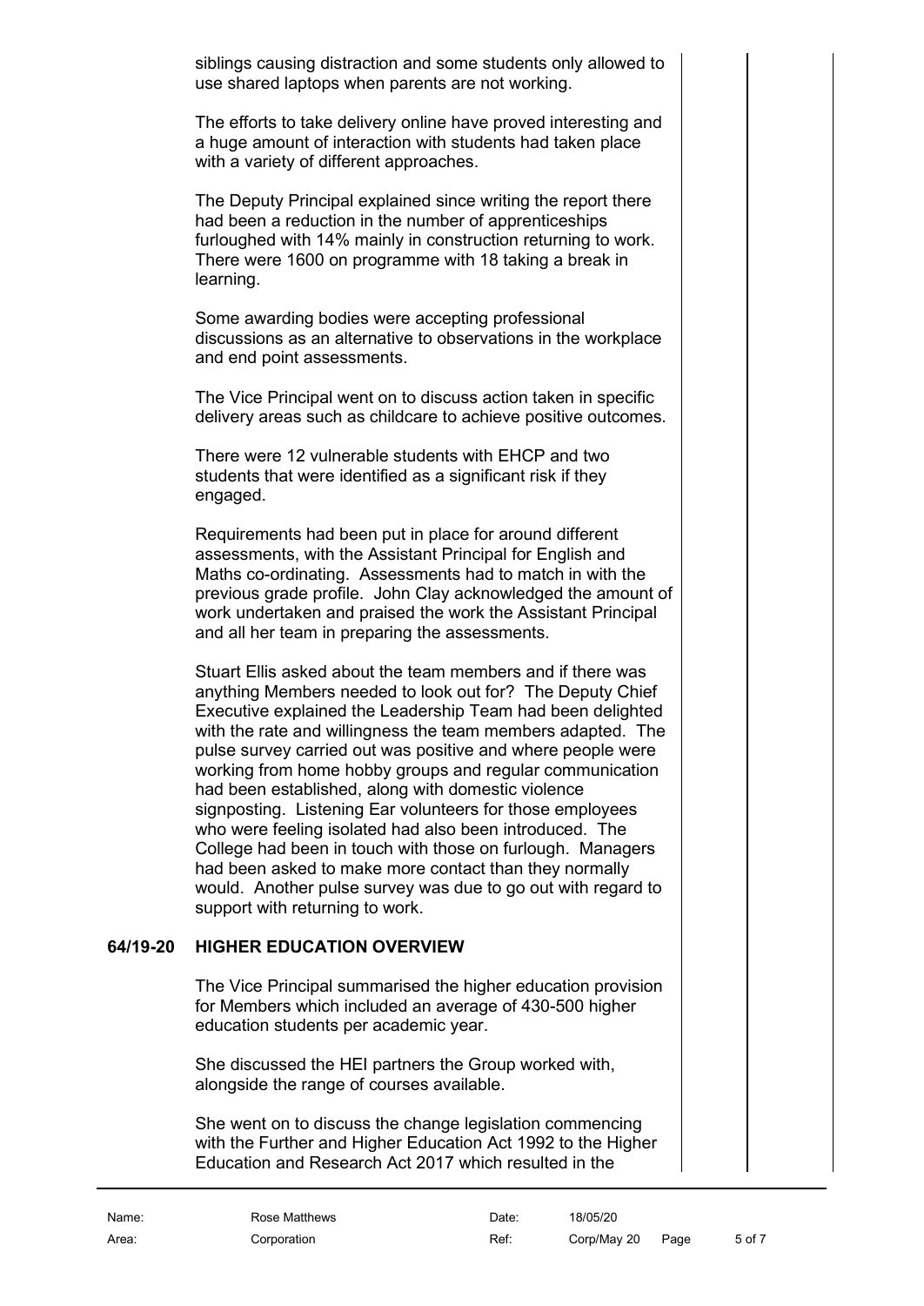siblings causing distraction and some students only allowed to use shared laptops when parents are not working.

The efforts to take delivery online have proved interesting and a huge amount of interaction with students had taken place with a variety of different approaches.

The Deputy Principal explained since writing the report there had been a reduction in the number of apprenticeships furloughed with 14% mainly in construction returning to work. There were 1600 on programme with 18 taking a break in learning.

Some awarding bodies were accepting professional discussions as an alternative to observations in the workplace and end point assessments.

The Vice Principal went on to discuss action taken in specific delivery areas such as childcare to achieve positive outcomes.

There were 12 vulnerable students with EHCP and two students that were identified as a significant risk if they engaged.

Requirements had been put in place for around different assessments, with the Assistant Principal for English and Maths co-ordinating. Assessments had to match in with the previous grade profile. John Clay acknowledged the amount of work undertaken and praised the work the Assistant Principal and all her team in preparing the assessments.

Stuart Ellis asked about the team members and if there was anything Members needed to look out for? The Deputy Chief Executive explained the Leadership Team had been delighted with the rate and willingness the team members adapted. The pulse survey carried out was positive and where people were working from home hobby groups and regular communication had been established, along with domestic violence signposting. Listening Ear volunteers for those employees who were feeling isolated had also been introduced. The College had been in touch with those on furlough. Managers had been asked to make more contact than they normally would. Another pulse survey was due to go out with regard to support with returning to work.

## 64/19-20 HIGHER EDUCATION OVERVIEW

The Vice Principal summarised the higher education provision for Members which included an average of 430-500 higher education students per academic year.

She discussed the HEI partners the Group worked with, alongside the range of courses available.

She went on to discuss the change legislation commencing with the Further and Higher Education Act 1992 to the Higher Education and Research Act 2017 which resulted in the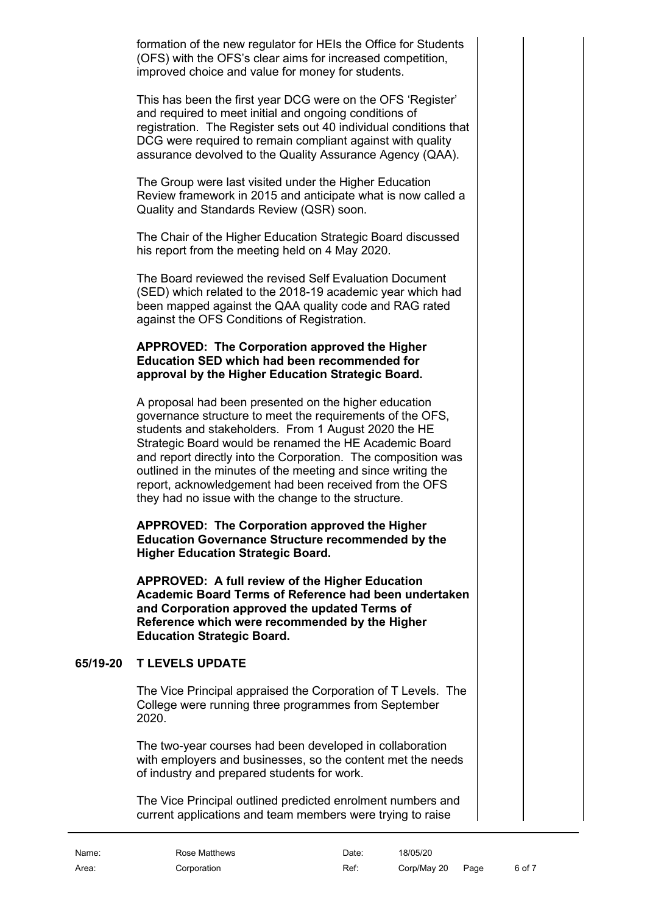formation of the new regulator for HEIs the Office for Students (OFS) with the OFS's clear aims for increased competition, improved choice and value for money for students.

This has been the first year DCG were on the OFS 'Register' and required to meet initial and ongoing conditions of registration. The Register sets out 40 individual conditions that DCG were required to remain compliant against with quality assurance devolved to the Quality Assurance Agency (QAA).

The Group were last visited under the Higher Education Review framework in 2015 and anticipate what is now called a Quality and Standards Review (QSR) soon.

The Chair of the Higher Education Strategic Board discussed his report from the meeting held on 4 May 2020.

The Board reviewed the revised Self Evaluation Document (SED) which related to the 2018-19 academic year which had been mapped against the QAA quality code and RAG rated against the OFS Conditions of Registration.

**APPROVED: The Corporation approved the Higher Education SED which had been recommended for approval by the Higher Education Strategic Board.**

A proposal had been presented on the higher education governance structure to meet the requirements of the OFS, students and stakeholders. From 1 August 2020 the HE Strategic Board would be renamed the HE Academic Board and report directly into the Corporation. The composition was outlined in the minutes of the meeting and since writing the report, acknowledgement had been received from the OFS they had no issue with the change to the structure.

**APPROVED: The Corporation approved the Higher Education Governance Structure recommended by the Higher Education Strategic Board.**

**APPROVED: A full review of the Higher Education Academic Board Terms of Reference had been undertaken and Corporation approved the updated Terms of Reference which were recommended by the Higher Education Strategic Board.**

## 65/19-20 T LEVELS UPDATE

The Vice Principal appraised the Corporation of T Levels. The College were running three programmes from September 2020.

The two-year courses had been developed in collaboration with employers and businesses, so the content met the needs of industry and prepared students for work.

The Vice Principal outlined predicted enrolment numbers and current applications and team members were trying to raise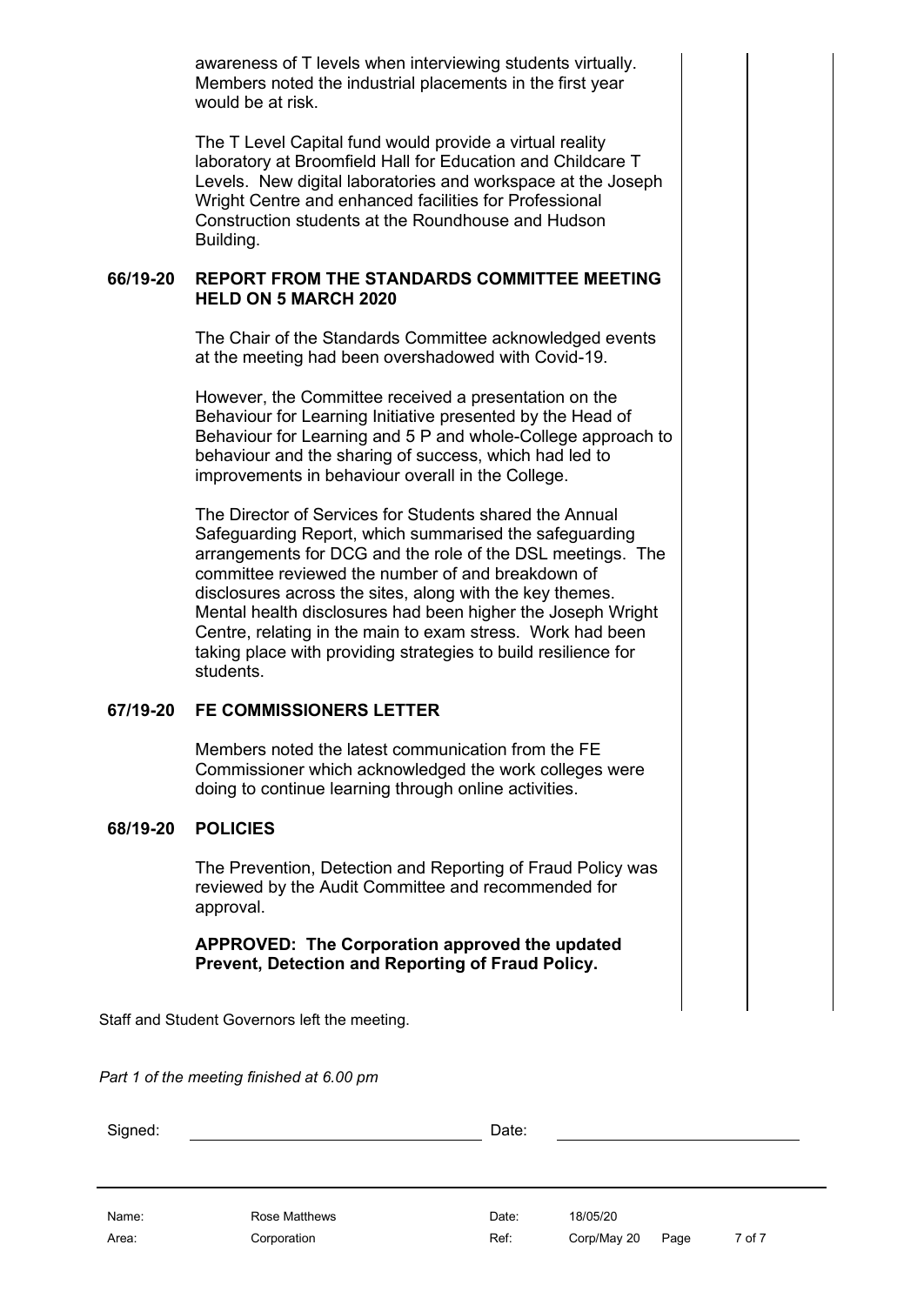awareness of T levels when interviewing students virtually. Members noted the industrial placements in the first year would be at risk.

The T Level Capital fund would provide a virtual reality laboratory at Broomfield Hall for Education and Childcare T Levels. New digital laboratories and workspace at the Joseph Wright Centre and enhanced facilities for Professional Construction students at the Roundhouse and Hudson Building.

**66/19-20 REPORT FROM THE STANDARDS COMMITTEE MEETING HELD ON 5 MARCH 2020**

The Chair of the Standards Committee acknowledged events at the meeting had been overshadowed with Covid-19.

However, the Committee received a presentation on the Behaviour for Learning Initiative presented by the Head of Behaviour for Learning and 5 P and whole-College approach to behaviour and the sharing of success, which had led to improvements in behaviour overall in the College.

The Director of Services for Students shared the Annual Safeguarding Report, which summarised the safeguarding arrangements for DCG and the role of the DSL meetings. The committee reviewed the number of and breakdown of disclosures across the sites, along with the key themes. Mental health disclosures had been higher the Joseph Wright Centre, relating in the main to exam stress. Work had been taking place with providing strategies to build resilience for students.

**67/19-20 FE COMMISSIONERS LETTER**

Members noted the latest communication from the FE Commissioner which acknowledged the work colleges were doing to continue learning through online activities.

**68/19-20 POLICIES**

The Prevention, Detection and Reporting of Fraud Policy was reviewed by the Audit Committee and recommended for approval.

**APPROVED: The Corporation approved the updated Prevent, Detection and Reporting of Fraud Policy.**

Staff and Student Governors left the meeting.

*Part 1 of the meeting finished at 6.00 pm*

Signed: \_\_\_\_\_\_\_\_\_\_\_\_\_\_\_\_\_\_\_\_ Date: \_\_\_\_\_\_\_\_\_\_\_\_\_\_\_\_\_\_\_\_

| | | | |
|---|---|---|---|
| Name: | Rose Matthews | Date: | 18/05/20 |
| Area: | Corporation | Ref: | Corp/May 20 |